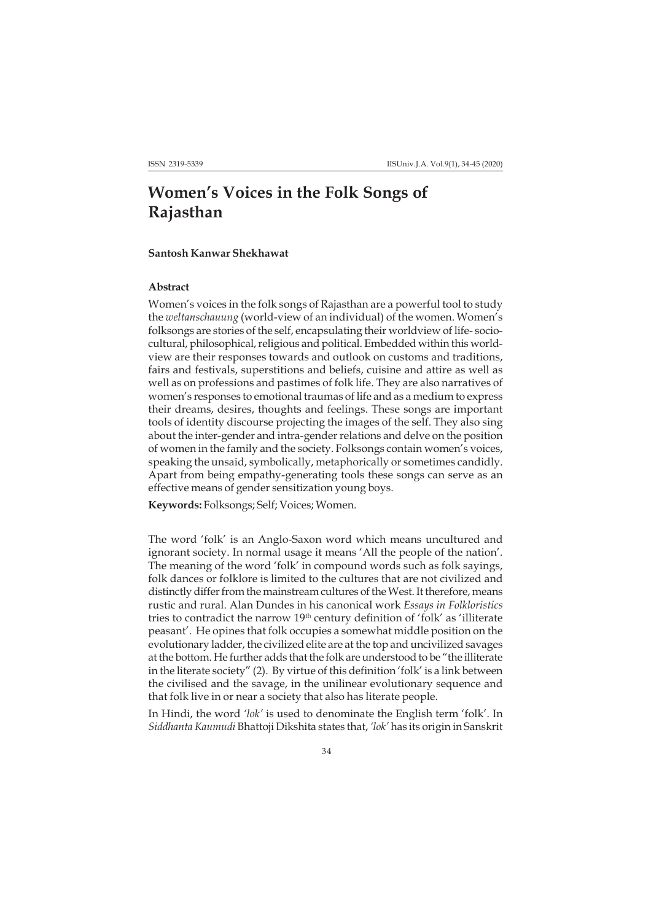# Women's Voices in the Folk Songs of Rajasthan

**Santosh Kanwar Shekhawat**

### Abstract

Women's voices in the folk songs of Rajasthan are a powerful tool to study the *weltanschauung* (world-view of an individual) of the women. Women's folksongs are stories of the self, encapsulating their worldview of life- socio-cultural, philosophical, religious and political. Embedded within this world-view are their responses towards and outlook on customs and traditions, fairs and festivals, superstitions and beliefs, cuisine and attire as well as well as on professions and pastimes of folk life. They are also narratives of women's responses to emotional traumas of life and as a medium to express their dreams, desires, thoughts and feelings. These songs are important tools of identity discourse projecting the images of the self. They also sing about the inter-gender and intra-gender relations and delve on the position of women in the family and the society. Folksongs contain women's voices, speaking the unsaid, symbolically, metaphorically or sometimes candidly. Apart from being empathy-generating tools these songs can serve as an effective means of gender sensitization young boys.

**Keywords:** Folksongs; Self; Voices; Women.

The word 'folk' is an Anglo-Saxon word which means uncultured and ignorant society. In normal usage it means 'All the people of the nation'. The meaning of the word 'folk' in compound words such as folk sayings, folk dances or folklore is limited to the cultures that are not civilized and distinctly differ from the mainstream cultures of the West. It therefore, means rustic and rural. Alan Dundes in his canonical work *Essays in Folkloristics* tries to contradict the narrow 19th century definition of 'folk' as 'illiterate peasant'. He opines that folk occupies a somewhat middle position on the evolutionary ladder, the civilized elite are at the top and uncivilized savages at the bottom. He further adds that the folk are understood to be "the illiterate in the literate society" (2). By virtue of this definition 'folk' is a link between the civilised and the savage, in the unilinear evolutionary sequence and that folk live in or near a society that also has literate people.

In Hindi, the word *'lok'* is used to denominate the English term 'folk'. In *Siddhanta Kaumudi* Bhattoji Dikshita states that, *'lok'* has its origin in Sanskrit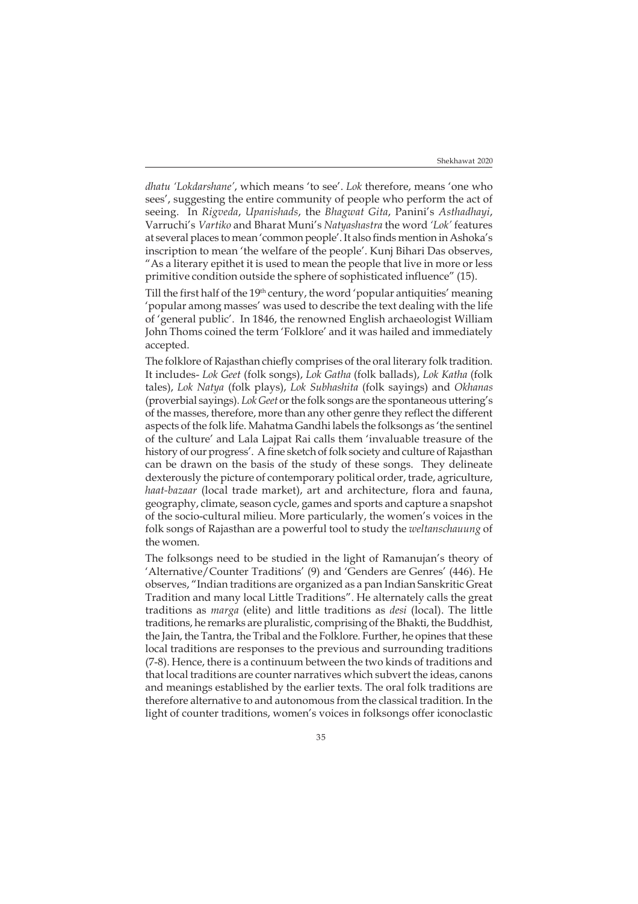*dhatu 'Lokdarshane'*, which means 'to see'. *Lok* therefore, means 'one who sees', suggesting the entire community of people who perform the act of seeing. In *Rigveda*, *Upanishads*, the *Bhagwat Gita*, Panini's *Asthadhayi*, Varruchi's *Vartiko* and Bharat Muni's *Natyashastra* the word *'Lok'* features at several places to mean 'common people'. It also finds mention in Ashoka's inscription to mean 'the welfare of the people'. Kunj Bihari Das observes, "As a literary epithet it is used to mean the people that live in more or less primitive condition outside the sphere of sophisticated influence" (15).

Till the first half of the 19th century, the word 'popular antiquities' meaning 'popular among masses' was used to describe the text dealing with the life of 'general public'. In 1846, the renowned English archaeologist William John Thoms coined the term 'Folklore' and it was hailed and immediately accepted.

The folklore of Rajasthan chiefly comprises of the oral literary folk tradition. It includes- *Lok Geet* (folk songs), *Lok Gatha* (folk ballads), *Lok Katha* (folk tales), *Lok Natya* (folk plays), *Lok Subhashita* (folk sayings) and *Okhanas* (proverbial sayings). *Lok Geet* or the folk songs are the spontaneous uttering's of the masses, therefore, more than any other genre they reflect the different aspects of the folk life. Mahatma Gandhi labels the folksongs as 'the sentinel of the culture' and Lala Lajpat Rai calls them 'invaluable treasure of the history of our progress'. A fine sketch of folk society and culture of Rajasthan can be drawn on the basis of the study of these songs. They delineate dexterously the picture of contemporary political order, trade, agriculture, *haat-bazaar* (local trade market), art and architecture, flora and fauna, geography, climate, season cycle, games and sports and capture a snapshot of the socio-cultural milieu. More particularly, the women's voices in the folk songs of Rajasthan are a powerful tool to study the *weltanschauung* of the women.

The folksongs need to be studied in the light of Ramanujan's theory of 'Alternative/Counter Traditions' (9) and 'Genders are Genres' (446). He observes, "Indian traditions are organized as a pan Indian Sanskritic Great Tradition and many local Little Traditions". He alternately calls the great traditions as *marga* (elite) and little traditions as *desi* (local). The little traditions, he remarks are pluralistic, comprising of the Bhakti, the Buddhist, the Jain, the Tantra, the Tribal and the Folklore. Further, he opines that these local traditions are responses to the previous and surrounding traditions (7-8). Hence, there is a continuum between the two kinds of traditions and that local traditions are counter narratives which subvert the ideas, canons and meanings established by the earlier texts. The oral folk traditions are therefore alternative to and autonomous from the classical tradition. In the light of counter traditions, women's voices in folksongs offer iconoclastic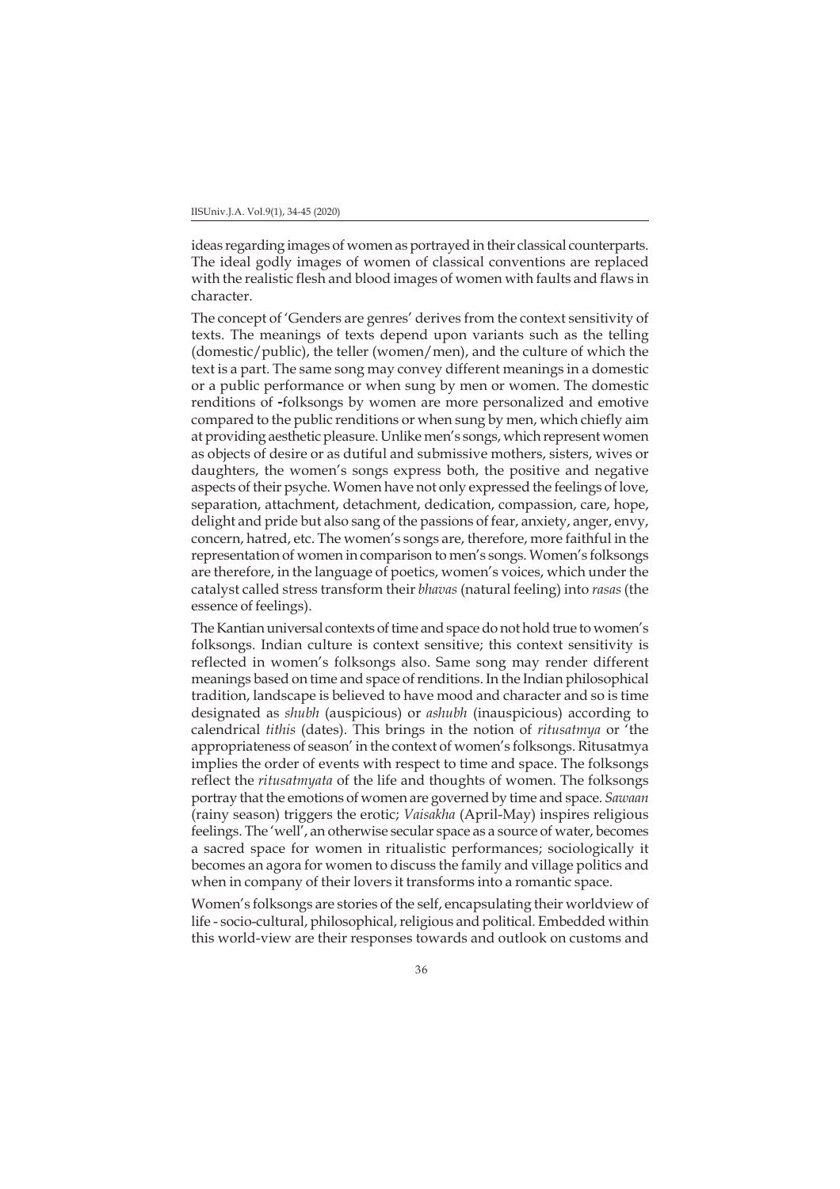ideas regarding images of women as portrayed in their classical counterparts. The ideal godly images of women of classical conventions are replaced with the realistic flesh and blood images of women with faults and flaws in character.

The concept of 'Genders are genres' derives from the context sensitivity of texts. The meanings of texts depend upon variants such as the telling (domestic/public), the teller (women/men), and the culture of which the text is a part. The same song may convey different meanings in a domestic or a public performance or when sung by men or women. The domestic renditions of -folksongs by women are more personalized and emotive compared to the public renditions or when sung by men, which chiefly aim at providing aesthetic pleasure. Unlike men's songs, which represent women as objects of desire or as dutiful and submissive mothers, sisters, wives or daughters, the women's songs express both, the positive and negative aspects of their psyche. Women have not only expressed the feelings of love, separation, attachment, detachment, dedication, compassion, care, hope, delight and pride but also sang of the passions of fear, anxiety, anger, envy, concern, hatred, etc. The women's songs are, therefore, more faithful in the representation of women in comparison to men's songs. Women's folksongs are therefore, in the language of poetics, women's voices, which under the catalyst called stress transform their *bhavas* (natural feeling) into *rasas* (the essence of feelings).

The Kantian universal contexts of time and space do not hold true to women's folksongs. Indian culture is context sensitive; this context sensitivity is reflected in women's folksongs also. Same song may render different meanings based on time and space of renditions. In the Indian philosophical tradition, landscape is believed to have mood and character and so is time designated as *shubh* (auspicious) or *ashubh* (inauspicious) according to calendrical *tithis* (dates). This brings in the notion of *ritusatmya* or 'the appropriateness of season' in the context of women's folksongs. Ritusatmya implies the order of events with respect to time and space. The folksongs reflect the *ritusatmyata* of the life and thoughts of women. The folksongs portray that the emotions of women are governed by time and space. *Sawaan* (rainy season) triggers the erotic; *Vaisakha* (April-May) inspires religious feelings. The 'well', an otherwise secular space as a source of water, becomes a sacred space for women in ritualistic performances; sociologically it becomes an agora for women to discuss the family and village politics and when in company of their lovers it transforms into a romantic space.

Women's folksongs are stories of the self, encapsulating their worldview of life - socio-cultural, philosophical, religious and political. Embedded within this world-view are their responses towards and outlook on customs and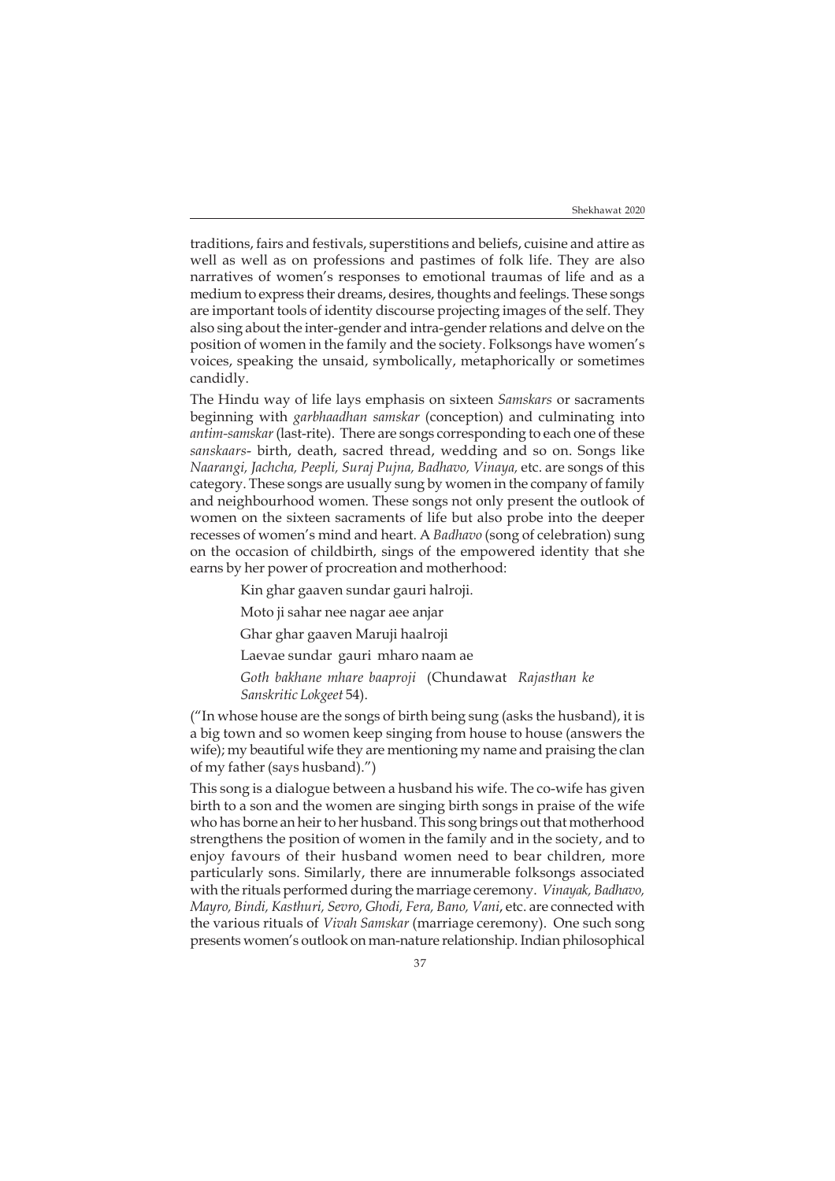traditions, fairs and festivals, superstitions and beliefs, cuisine and attire as well as well as on professions and pastimes of folk life. They are also narratives of women's responses to emotional traumas of life and as a medium to express their dreams, desires, thoughts and feelings. These songs are important tools of identity discourse projecting images of the self. They also sing about the inter-gender and intra-gender relations and delve on the position of women in the family and the society. Folksongs have women's voices, speaking the unsaid, symbolically, metaphorically or sometimes candidly.

The Hindu way of life lays emphasis on sixteen *Samskars* or sacraments beginning with *garbhaadhan samskar* (conception) and culminating into *antim-samskar* (last-rite). There are songs corresponding to each one of these *sanskaars*- birth, death, sacred thread, wedding and so on. Songs like *Naarangi, Jachcha, Peepli, Suraj Pujna, Badhavo, Vinaya,* etc. are songs of this category. These songs are usually sung by women in the company of family and neighbourhood women. These songs not only present the outlook of women on the sixteen sacraments of life but also probe into the deeper recesses of women's mind and heart. A *Badhavo* (song of celebration) sung on the occasion of childbirth, sings of the empowered identity that she earns by her power of procreation and motherhood:

> Kin ghar gaaven sundar gauri halroji.
>
> Moto ji sahar nee nagar aee anjar
>
> Ghar ghar gaaven Maruji haalroji
>
> Laevae sundar gauri mharo naam ae
>
> *Goth bakhane mhare baaproji* (Chundawat *Rajasthan ke Sanskritic Lokgeet* 54).

("In whose house are the songs of birth being sung (asks the husband), it is a big town and so women keep singing from house to house (answers the wife); my beautiful wife they are mentioning my name and praising the clan of my father (says husband).")

This song is a dialogue between a husband his wife. The co-wife has given birth to a son and the women are singing birth songs in praise of the wife who has borne an heir to her husband. This song brings out that motherhood strengthens the position of women in the family and in the society, and to enjoy favours of their husband women need to bear children, more particularly sons. Similarly, there are innumerable folksongs associated with the rituals performed during the marriage ceremony. *Vinayak, Badhavo, Mayro, Bindi, Kasthuri, Sevro, Ghodi, Fera, Bano, Vani*, etc. are connected with the various rituals of *Vivah Samskar* (marriage ceremony). One such song presents women's outlook on man-nature relationship. Indian philosophical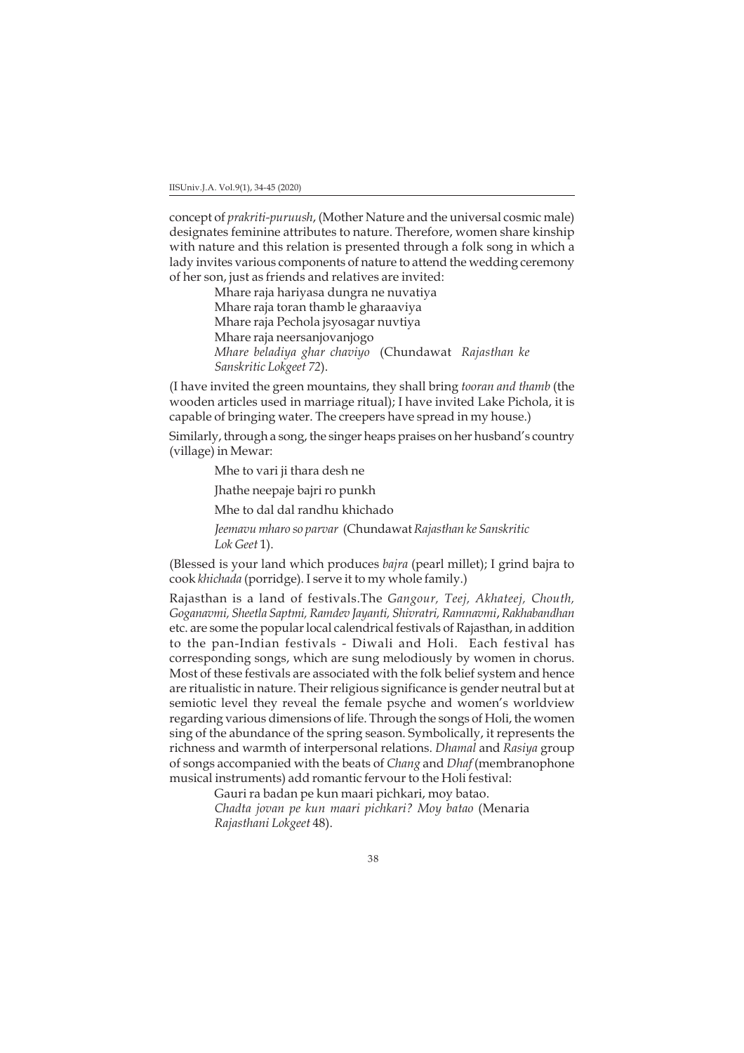concept of *prakriti-puruush*, (Mother Nature and the universal cosmic male) designates feminine attributes to nature. Therefore, women share kinship with nature and this relation is presented through a folk song in which a lady invites various components of nature to attend the wedding ceremony of her son, just as friends and relatives are invited:

> Mhare raja hariyasa dungra ne nuvatiya
> Mhare raja toran thamb le gharaaviya
> Mhare raja Pechola jsyosagar nuvtiya
> Mhare raja neersanjovanjogo
> *Mhare beladiya ghar chaviyo* (Chundawat *Rajasthan ke Sanskritic Lokgeet 72*).

(I have invited the green mountains, they shall bring *tooran and thamb* (the wooden articles used in marriage ritual); I have invited Lake Pichola, it is capable of bringing water. The creepers have spread in my house.)

Similarly, through a song, the singer heaps praises on her husband's country (village) in Mewar:

> Mhe to vari ji thara desh ne
>
> Jhathe neepaje bajri ro punkh
>
> Mhe to dal dal randhu khichado
>
> *Jeemavu mharo so parvar* (Chundawat *Rajasthan ke Sanskritic Lok Geet* 1).

(Blessed is your land which produces *bajra* (pearl millet); I grind bajra to cook *khichada* (porridge). I serve it to my whole family.)

Rajasthan is a land of festivals.The *Gangour, Teej, Akhateej, Chouth, Goganavmi, Sheetla Saptmi, Ramdev Jayanti, Shivratri, Ramnavmi*, *Rakhabandhan* etc. are some the popular local calendrical festivals of Rajasthan, in addition to the pan-Indian festivals - Diwali and Holi. Each festival has corresponding songs, which are sung melodiously by women in chorus. Most of these festivals are associated with the folk belief system and hence are ritualistic in nature. Their religious significance is gender neutral but at semiotic level they reveal the female psyche and women's worldview regarding various dimensions of life. Through the songs of Holi, the women sing of the abundance of the spring season. Symbolically, it represents the richness and warmth of interpersonal relations. *Dhamal* and *Rasiya* group of songs accompanied with the beats of *Chang* and *Dhaf* (membranophone musical instruments) add romantic fervour to the Holi festival:

> Gauri ra badan pe kun maari pichkari, moy batao.
> *Chadta jovan pe kun maari pichkari? Moy batao* (Menaria *Rajasthani Lokgeet* 48).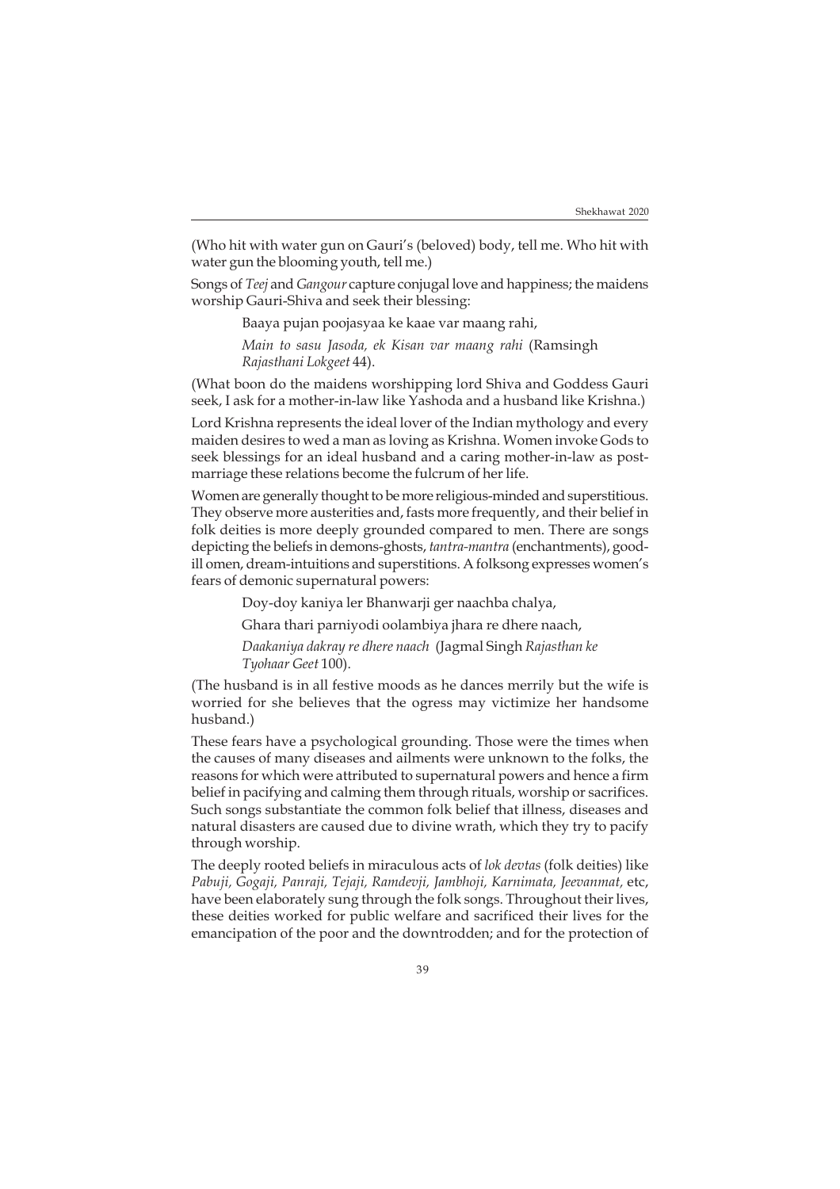(Who hit with water gun on Gauri's (beloved) body, tell me. Who hit with water gun the blooming youth, tell me.)

Songs of *Teej* and *Gangour* capture conjugal love and happiness; the maidens worship Gauri-Shiva and seek their blessing:

> Baaya pujan poojasyaa ke kaae var maang rahi,
>
> *Main to sasu Jasoda, ek Kisan var maang rahi* (Ramsingh *Rajasthani Lokgeet* 44).

(What boon do the maidens worshipping lord Shiva and Goddess Gauri seek, I ask for a mother-in-law like Yashoda and a husband like Krishna.)

Lord Krishna represents the ideal lover of the Indian mythology and every maiden desires to wed a man as loving as Krishna. Women invoke Gods to seek blessings for an ideal husband and a caring mother-in-law as post-marriage these relations become the fulcrum of her life.

Women are generally thought to be more religious-minded and superstitious. They observe more austerities and, fasts more frequently, and their belief in folk deities is more deeply grounded compared to men. There are songs depicting the beliefs in demons-ghosts, *tantra-mantra* (enchantments), good-ill omen, dream-intuitions and superstitions. A folksong expresses women's fears of demonic supernatural powers:

> Doy-doy kaniya ler Bhanwarji ger naachba chalya,
>
> Ghara thari parniyodi oolambiya jhara re dhere naach,
>
> *Daakaniya dakray re dhere naach* (Jagmal Singh *Rajasthan ke Tyohaar Geet* 100).

(The husband is in all festive moods as he dances merrily but the wife is worried for she believes that the ogress may victimize her handsome husband.)

These fears have a psychological grounding. Those were the times when the causes of many diseases and ailments were unknown to the folks, the reasons for which were attributed to supernatural powers and hence a firm belief in pacifying and calming them through rituals, worship or sacrifices. Such songs substantiate the common folk belief that illness, diseases and natural disasters are caused due to divine wrath, which they try to pacify through worship.

The deeply rooted beliefs in miraculous acts of *lok devtas* (folk deities) like *Pabuji, Gogaji, Panraji, Tejaji, Ramdevji, Jambhoji, Karnimata, Jeevanmat,* etc, have been elaborately sung through the folk songs. Throughout their lives, these deities worked for public welfare and sacrificed their lives for the emancipation of the poor and the downtrodden; and for the protection of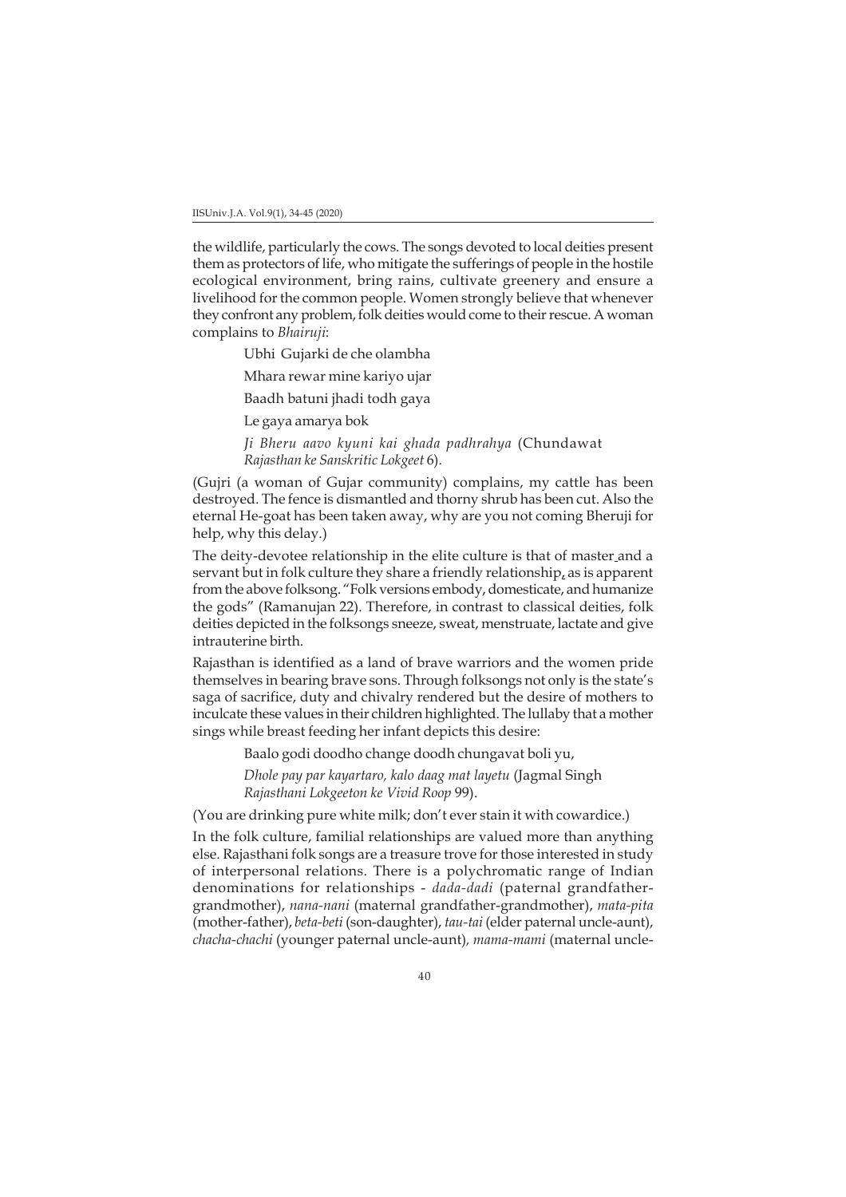the wildlife, particularly the cows. The songs devoted to local deities present them as protectors of life, who mitigate the sufferings of people in the hostile ecological environment, bring rains, cultivate greenery and ensure a livelihood for the common people. Women strongly believe that whenever they confront any problem, folk deities would come to their rescue. A woman complains to *Bhairuji*:

> Ubhi Gujarki de che olambha
>
> Mhara rewar mine kariyo ujar
>
> Baadh batuni jhadi todh gaya
>
> Le gaya amarya bok
>
> *Ji Bheru aavo kyuni kai ghada padhrahya* (Chundawat *Rajasthan ke Sanskritic Lokgeet* 6).

(Gujri (a woman of Gujar community) complains, my cattle has been destroyed. The fence is dismantled and thorny shrub has been cut. Also the eternal He-goat has been taken away, why are you not coming Bheruji for help, why this delay.)

The deity-devotee relationship in the elite culture is that of master and a servant but in folk culture they share a friendly relationship, as is apparent from the above folksong. "Folk versions embody, domesticate, and humanize the gods" (Ramanujan 22). Therefore, in contrast to classical deities, folk deities depicted in the folksongs sneeze, sweat, menstruate, lactate and give intrauterine birth.

Rajasthan is identified as a land of brave warriors and the women pride themselves in bearing brave sons. Through folksongs not only is the state's saga of sacrifice, duty and chivalry rendered but the desire of mothers to inculcate these values in their children highlighted. The lullaby that a mother sings while breast feeding her infant depicts this desire:

> Baalo godi doodho change doodh chungavat boli yu,
>
> *Dhole pay par kayartaro, kalo daag mat layetu* (Jagmal Singh *Rajasthani Lokgeeton ke Vivid Roop* 99).

(You are drinking pure white milk; don't ever stain it with cowardice.)

In the folk culture, familial relationships are valued more than anything else. Rajasthani folk songs are a treasure trove for those interested in study of interpersonal relations. There is a polychromatic range of Indian denominations for relationships - *dada-dadi* (paternal grandfather-grandmother), *nana-nani* (maternal grandfather-grandmother), *mata-pita* (mother-father), *beta-beti* (son-daughter), *tau-tai* (elder paternal uncle-aunt), *chacha-chachi* (younger paternal uncle-aunt), *mama-mami* (maternal uncle-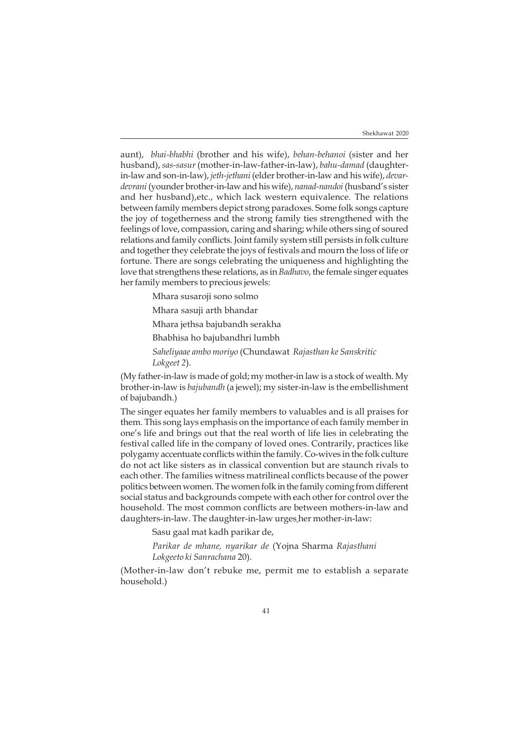aunt), *bhai-bhabhi* (brother and his wife), *behan-behanoi* (sister and her husband), *sas-sasur* (mother-in-law-father-in-law), *bahu-damad* (daughter-in-law and son-in-law), *jeth-jethani* (elder brother-in-law and his wife), *devar-devrani* (younder brother-in-law and his wife), *nanad-nandoi* (husband's sister and her husband),etc., which lack western equivalence. The relations between family members depict strong paradoxes. Some folk songs capture the joy of togetherness and the strong family ties strengthened with the feelings of love, compassion, caring and sharing; while others sing of soured relations and family conflicts. Joint family system still persists in folk culture and together they celebrate the joys of festivals and mourn the loss of life or fortune. There are songs celebrating the uniqueness and highlighting the love that strengthens these relations, as in *Badhavo*, the female singer equates her family members to precious jewels:

> Mhara susaroji sono solmo
>
> Mhara sasuji arth bhandar
>
> Mhara jethsa bajubandh serakha
>
> Bhabhisa ho bajubandhri lumbh
>
> *Saheliyaae ambo moriyo* (Chundawat *Rajasthan ke Sanskritic Lokgeet 2*).

(My father-in-law is made of gold; my mother-in law is a stock of wealth. My brother-in-law is *bajubandh* (a jewel); my sister-in-law is the embellishment of bajubandh.)

The singer equates her family members to valuables and is all praises for them. This song lays emphasis on the importance of each family member in one's life and brings out that the real worth of life lies in celebrating the festival called life in the company of loved ones. Contrarily, practices like polygamy accentuate conflicts within the family. Co-wives in the folk culture do not act like sisters as in classical convention but are staunch rivals to each other. The families witness matrilineal conflicts because of the power politics between women. The women folk in the family coming from different social status and backgrounds compete with each other for control over the household. The most common conflicts are between mothers-in-law and daughters-in-law. The daughter-in-law urges her mother-in-law:

> Sasu gaal mat kadh parikar de,
>
> *Parikar de mhane, nyarikar de* (Yojna Sharma *Rajasthani Lokgeeto ki Sanrachana* 20).

(Mother-in-law don't rebuke me, permit me to establish a separate household.)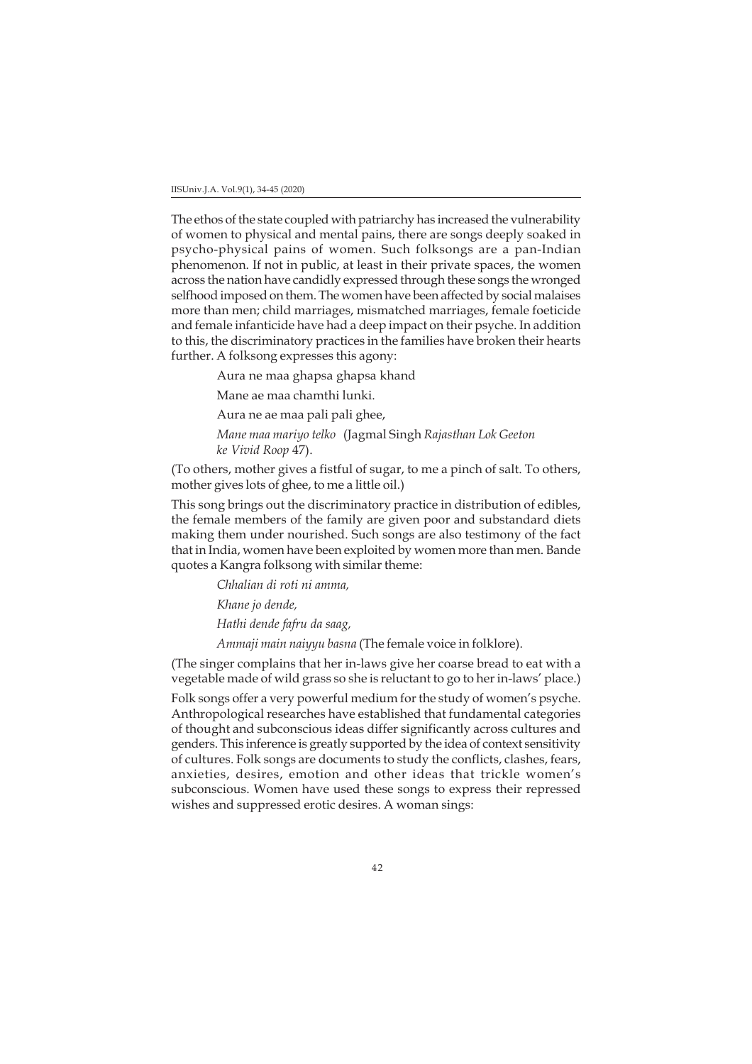The ethos of the state coupled with patriarchy has increased the vulnerability of women to physical and mental pains, there are songs deeply soaked in psycho-physical pains of women. Such folksongs are a pan-Indian phenomenon. If not in public, at least in their private spaces, the women across the nation have candidly expressed through these songs the wronged selfhood imposed on them. The women have been affected by social malaises more than men; child marriages, mismatched marriages, female foeticide and female infanticide have had a deep impact on their psyche. In addition to this, the discriminatory practices in the families have broken their hearts further. A folksong expresses this agony:

> Aura ne maa ghapsa ghapsa khand
>
> Mane ae maa chamthi lunki.
>
> Aura ne ae maa pali pali ghee,
>
> *Mane maa mariyo telko* (Jagmal Singh *Rajasthan Lok Geeton ke Vivid Roop* 47).

(To others, mother gives a fistful of sugar, to me a pinch of salt. To others, mother gives lots of ghee, to me a little oil.)

This song brings out the discriminatory practice in distribution of edibles, the female members of the family are given poor and substandard diets making them under nourished. Such songs are also testimony of the fact that in India, women have been exploited by women more than men. Bande quotes a Kangra folksong with similar theme:

> *Chhalian di roti ni amma,*
>
> *Khane jo dende,*
>
> *Hathi dende fafru da saag,*
>
> *Ammaji main naiyyu basna* (The female voice in folklore).

(The singer complains that her in-laws give her coarse bread to eat with a vegetable made of wild grass so she is reluctant to go to her in-laws' place.)

Folk songs offer a very powerful medium for the study of women's psyche. Anthropological researches have established that fundamental categories of thought and subconscious ideas differ significantly across cultures and genders. This inference is greatly supported by the idea of context sensitivity of cultures. Folk songs are documents to study the conflicts, clashes, fears, anxieties, desires, emotion and other ideas that trickle women's subconscious. Women have used these songs to express their repressed wishes and suppressed erotic desires. A woman sings: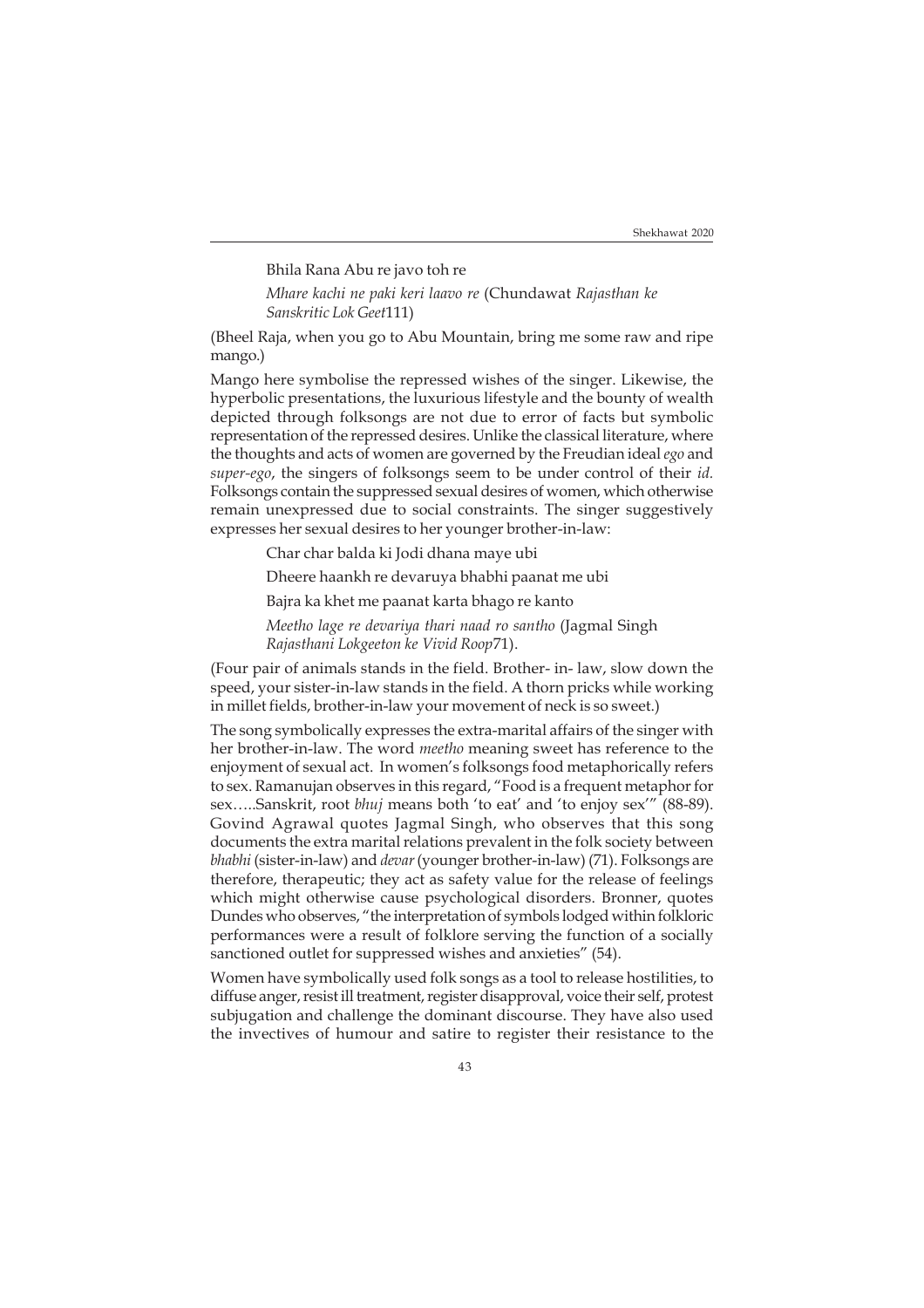Bhila Rana Abu re javo toh re

*Mhare kachi ne paki keri laavo re* (Chundawat *Rajasthan ke Sanskritic Lok Geet*111)

(Bheel Raja, when you go to Abu Mountain, bring me some raw and ripe mango.)

Mango here symbolise the repressed wishes of the singer. Likewise, the hyperbolic presentations, the luxurious lifestyle and the bounty of wealth depicted through folksongs are not due to error of facts but symbolic representation of the repressed desires. Unlike the classical literature, where the thoughts and acts of women are governed by the Freudian ideal *ego* and *super-ego*, the singers of folksongs seem to be under control of their *id.* Folksongs contain the suppressed sexual desires of women, which otherwise remain unexpressed due to social constraints. The singer suggestively expresses her sexual desires to her younger brother-in-law:

Char char balda ki Jodi dhana maye ubi

Dheere haankh re devaruya bhabhi paanat me ubi

Bajra ka khet me paanat karta bhago re kanto

*Meetho lage re devariya thari naad ro santho* (Jagmal Singh *Rajasthani Lokgeeton ke Vivid Roop*71).

(Four pair of animals stands in the field. Brother- in- law, slow down the speed, your sister-in-law stands in the field. A thorn pricks while working in millet fields, brother-in-law your movement of neck is so sweet.)

The song symbolically expresses the extra-marital affairs of the singer with her brother-in-law. The word *meetho* meaning sweet has reference to the enjoyment of sexual act. In women's folksongs food metaphorically refers to sex. Ramanujan observes in this regard, "Food is a frequent metaphor for sex…..Sanskrit, root *bhuj* means both 'to eat' and 'to enjoy sex'" (88-89). Govind Agrawal quotes Jagmal Singh, who observes that this song documents the extra marital relations prevalent in the folk society between *bhabhi* (sister-in-law) and *devar* (younger brother-in-law) (71). Folksongs are therefore, therapeutic; they act as safety value for the release of feelings which might otherwise cause psychological disorders. Bronner, quotes Dundes who observes, "the interpretation of symbols lodged within folkloric performances were a result of folklore serving the function of a socially sanctioned outlet for suppressed wishes and anxieties" (54).

Women have symbolically used folk songs as a tool to release hostilities, to diffuse anger, resist ill treatment, register disapproval, voice their self, protest subjugation and challenge the dominant discourse. They have also used the invectives of humour and satire to register their resistance to the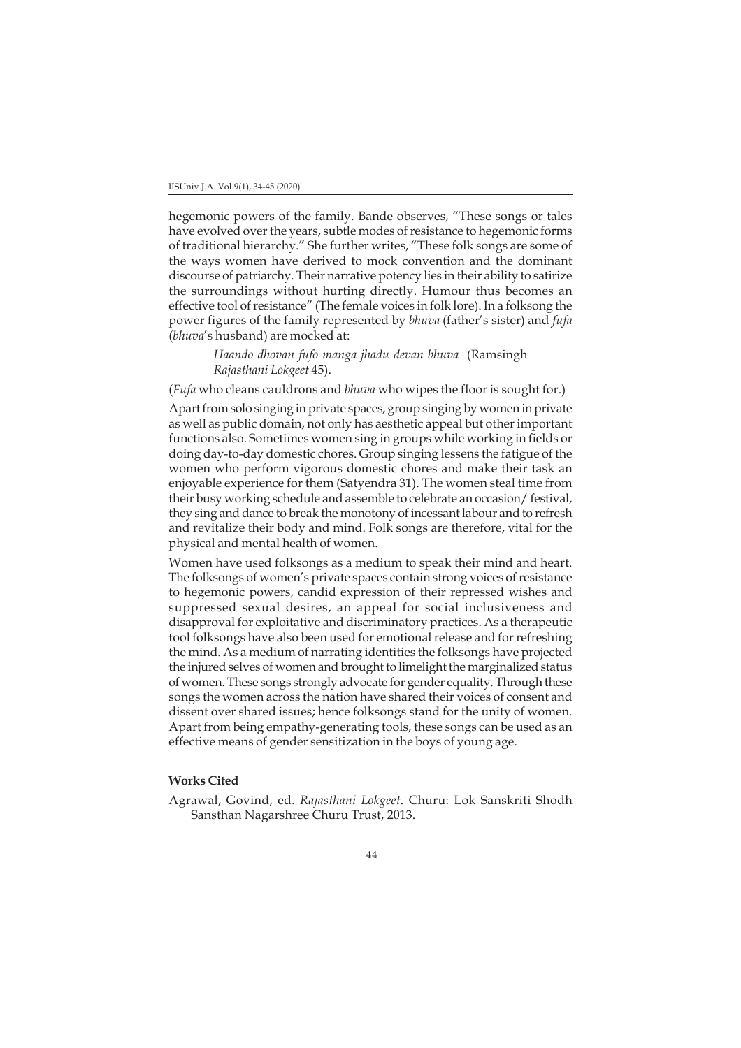hegemonic powers of the family. Bande observes, "These songs or tales have evolved over the years, subtle modes of resistance to hegemonic forms of traditional hierarchy." She further writes, "These folk songs are some of the ways women have derived to mock convention and the dominant discourse of patriarchy. Their narrative potency lies in their ability to satirize the surroundings without hurting directly. Humour thus becomes an effective tool of resistance" (The female voices in folk lore). In a folksong the power figures of the family represented by *bhuva* (father's sister) and *fufa* (*bhuva*'s husband) are mocked at:

> *Haando dhovan fufo manga jhadu devan bhuva* (Ramsingh *Rajasthani Lokgeet* 45).

(*Fufa* who cleans cauldrons and *bhuva* who wipes the floor is sought for.)

Apart from solo singing in private spaces, group singing by women in private as well as public domain, not only has aesthetic appeal but other important functions also. Sometimes women sing in groups while working in fields or doing day-to-day domestic chores. Group singing lessens the fatigue of the women who perform vigorous domestic chores and make their task an enjoyable experience for them (Satyendra 31). The women steal time from their busy working schedule and assemble to celebrate an occasion/ festival, they sing and dance to break the monotony of incessant labour and to refresh and revitalize their body and mind. Folk songs are therefore, vital for the physical and mental health of women.

Women have used folksongs as a medium to speak their mind and heart. The folksongs of women's private spaces contain strong voices of resistance to hegemonic powers, candid expression of their repressed wishes and suppressed sexual desires, an appeal for social inclusiveness and disapproval for exploitative and discriminatory practices. As a therapeutic tool folksongs have also been used for emotional release and for refreshing the mind. As a medium of narrating identities the folksongs have projected the injured selves of women and brought to limelight the marginalized status of women. These songs strongly advocate for gender equality. Through these songs the women across the nation have shared their voices of consent and dissent over shared issues; hence folksongs stand for the unity of women. Apart from being empathy-generating tools, these songs can be used as an effective means of gender sensitization in the boys of young age.

**Works Cited**

Agrawal, Govind, ed. *Rajasthani Lokgeet*. Churu: Lok Sanskriti Shodh Sansthan Nagarshree Churu Trust, 2013.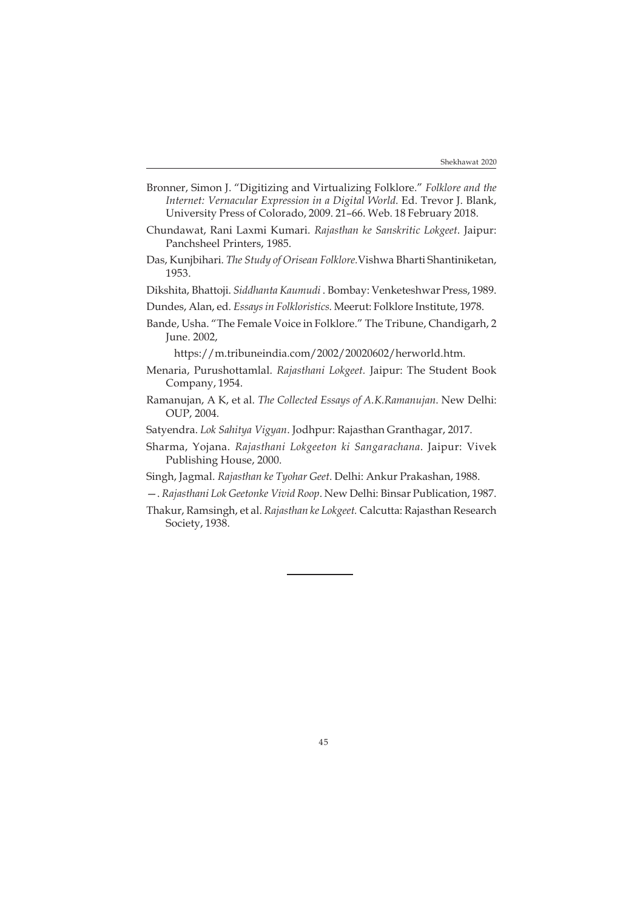Bronner, Simon J. "Digitizing and Virtualizing Folklore." *Folklore and the Internet: Vernacular Expression in a Digital World.* Ed. Trevor J. Blank, University Press of Colorado, 2009. 21–66. Web. 18 February 2018.

Chundawat, Rani Laxmi Kumari. *Rajasthan ke Sanskritic Lokgeet*. Jaipur: Panchsheel Printers, 1985.

Das, Kunjbihari. *The Study of Orisean Folklore.*Vishwa Bharti Shantiniketan, 1953.

Dikshita, Bhattoji. *Siddhanta Kaumudi* . Bombay: Venketeshwar Press, 1989.

Dundes, Alan, ed. *Essays in Folkloristics.* Meerut: Folklore Institute, 1978.

Bande, Usha. "The Female Voice in Folklore." The Tribune, Chandigarh, 2 June. 2002,

https://m.tribuneindia.com/2002/20020602/herworld.htm.

Menaria, Purushottamlal. *Rajasthani Lokgeet.* Jaipur: The Student Book Company, 1954.

Ramanujan, A K, et al. *The Collected Essays of A.K.Ramanujan*. New Delhi: OUP, 2004.

Satyendra. *Lok Sahitya Vigyan*. Jodhpur: Rajasthan Granthagar, 2017.

Sharma, Yojana. *Rajasthani Lokgeeton ki Sangarachana*. Jaipur: Vivek Publishing House, 2000.

Singh, Jagmal. *Rajasthan ke Tyohar Geet*. Delhi: Ankur Prakashan, 1988.

—. *Rajasthani Lok Geetonke Vivid Roop*. New Delhi: Binsar Publication, 1987.

Thakur, Ramsingh, et al. *Rajasthan ke Lokgeet.* Calcutta: Rajasthan Research Society, 1938.